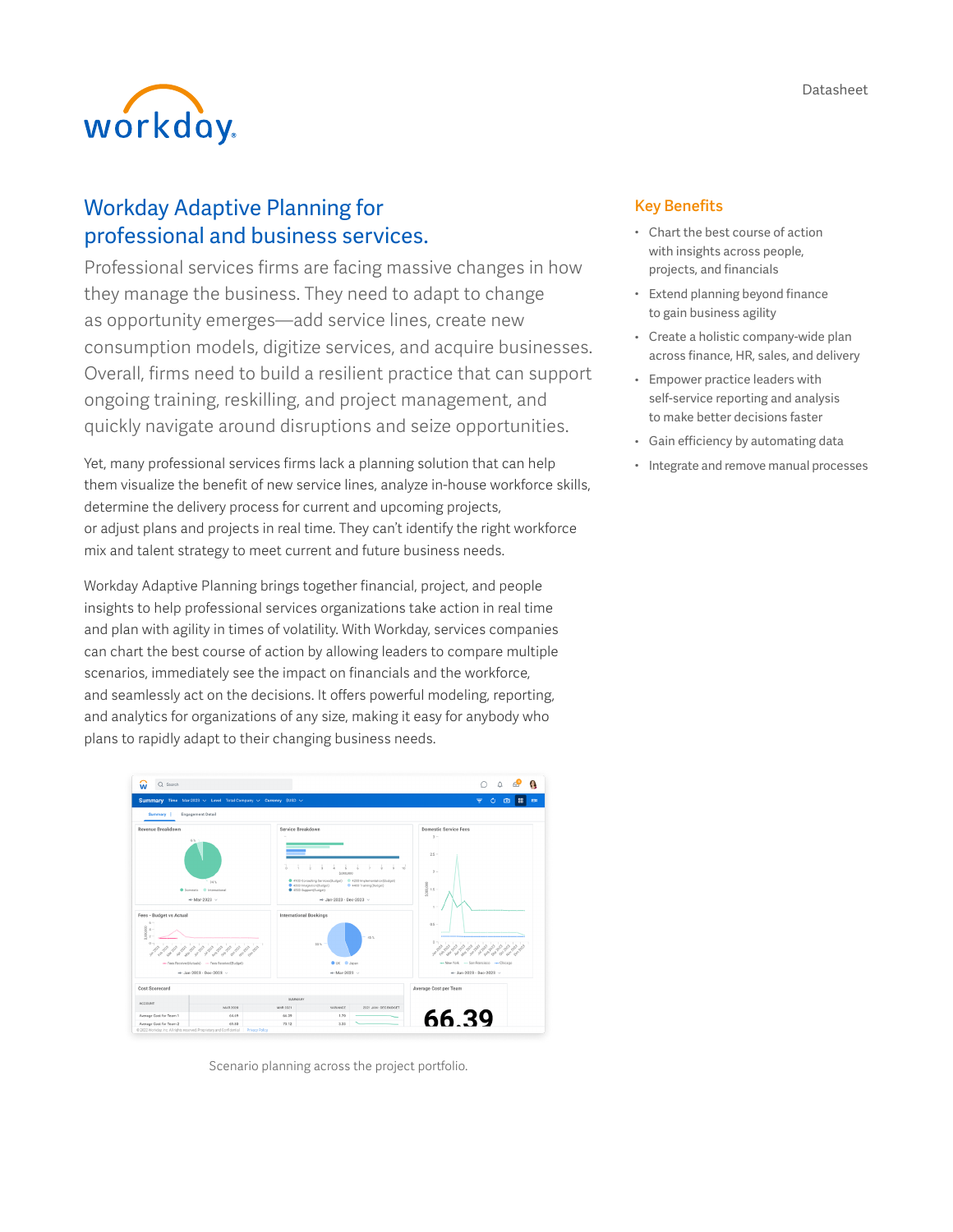Datasheet

# Workday Adaptive Planning for professional and business services.

Professional services firms are facing massive changes in how they manage the business. They need to adapt to change as opportunity emerges—add service lines, create new consumption models, digitize services, and acquire businesses. Overall, firms need to build a resilient practice that can support ongoing training, reskilling, and project management, and quickly navigate around disruptions and seize opportunities.

Yet, many professional services firms lack a planning solution that can help them visualize the benefit of new service lines, analyze in-house workforce skills, determine the delivery process for current and upcoming projects, or adjust plans and projects in real time. They can't identify the right workforce mix and talent strategy to meet current and future business needs.

Workday Adaptive Planning brings together financial, project, and people insights to help professional services organizations take action in real time and plan with agility in times of volatility. With Workday, services companies can chart the best course of action by allowing leaders to compare multiple scenarios, immediately see the impact on financials and the workforce, and seamlessly act on the decisions. It offers powerful modeling, reporting, and analytics for organizations of any size, making it easy for anybody who plans to rapidly adapt to their changing business needs.

Scenario planning across the project portfolio.

## Key Benefits

- Chart the best course of action with insights across people, projects, and financials
- Extend planning beyond finance to gain business agility
- Create a holistic company-wide plan across finance, HR, sales, and delivery
- Empower practice leaders with self-service reporting and analysis to make better decisions faster
- Gain efficiency by automating data
- Integrate and remove manual processes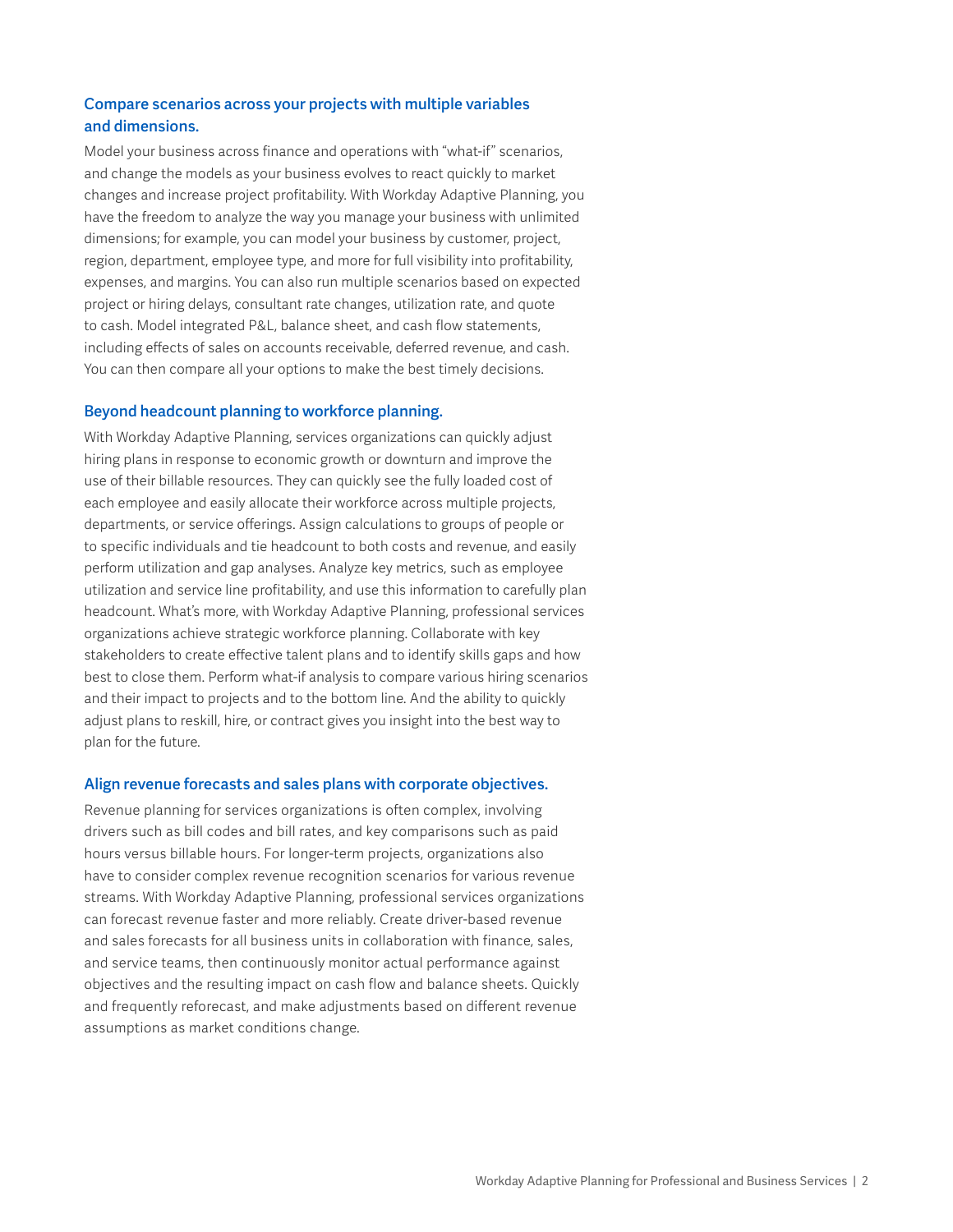### Compare scenarios across your projects with multiple variables and dimensions.

Model your business across finance and operations with "what-if" scenarios, and change the models as your business evolves to react quickly to market changes and increase project profitability. With Workday Adaptive Planning, you have the freedom to analyze the way you manage your business with unlimited dimensions; for example, you can model your business by customer, project, region, department, employee type, and more for full visibility into profitability, expenses, and margins. You can also run multiple scenarios based on expected project or hiring delays, consultant rate changes, utilization rate, and quote to cash. Model integrated P&L, balance sheet, and cash flow statements, including effects of sales on accounts receivable, deferred revenue, and cash. You can then compare all your options to make the best timely decisions.

### Beyond headcount planning to workforce planning.

With Workday Adaptive Planning, services organizations can quickly adjust hiring plans in response to economic growth or downturn and improve the use of their billable resources. They can quickly see the fully loaded cost of each employee and easily allocate their workforce across multiple projects, departments, or service offerings. Assign calculations to groups of people or to specific individuals and tie headcount to both costs and revenue, and easily perform utilization and gap analyses. Analyze key metrics, such as employee utilization and service line profitability, and use this information to carefully plan headcount. What's more, with Workday Adaptive Planning, professional services organizations achieve strategic workforce planning. Collaborate with key stakeholders to create effective talent plans and to identify skills gaps and how best to close them. Perform what-if analysis to compare various hiring scenarios and their impact to projects and to the bottom line. And the ability to quickly adjust plans to reskill, hire, or contract gives you insight into the best way to plan for the future.

### Align revenue forecasts and sales plans with corporate objectives.

Revenue planning for services organizations is often complex, involving drivers such as bill codes and bill rates, and key comparisons such as paid hours versus billable hours. For longer-term projects, organizations also have to consider complex revenue recognition scenarios for various revenue streams. With Workday Adaptive Planning, professional services organizations can forecast revenue faster and more reliably. Create driver-based revenue and sales forecasts for all business units in collaboration with finance, sales, and service teams, then continuously monitor actual performance against objectives and the resulting impact on cash flow and balance sheets. Quickly and frequently reforecast, and make adjustments based on different revenue assumptions as market conditions change.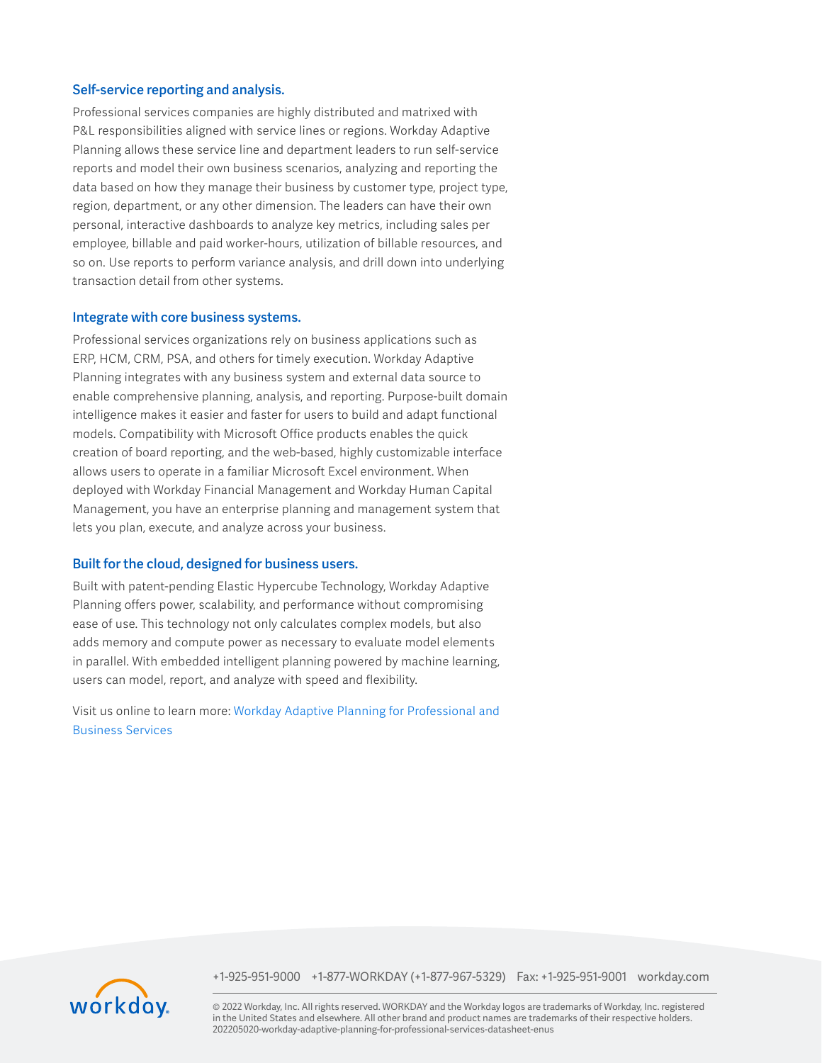### Self-service reporting and analysis.

Professional services companies are highly distributed and matrixed with P&L responsibilities aligned with service lines or regions. Workday Adaptive Planning allows these service line and department leaders to run self-service reports and model their own business scenarios, analyzing and reporting the data based on how they manage their business by customer type, project type, region, department, or any other dimension. The leaders can have their own personal, interactive dashboards to analyze key metrics, including sales per employee, billable and paid worker-hours, utilization of billable resources, and so on. Use reports to perform variance analysis, and drill down into underlying transaction detail from other systems.

### Integrate with core business systems.

Professional services organizations rely on business applications such as ERP, HCM, CRM, PSA, and others for timely execution. Workday Adaptive Planning integrates with any business system and external data source to enable comprehensive planning, analysis, and reporting. Purpose-built domain intelligence makes it easier and faster for users to build and adapt functional models. Compatibility with Microsoft Office products enables the quick creation of board reporting, and the web-based, highly customizable interface allows users to operate in a familiar Microsoft Excel environment. When deployed with Workday Financial Management and Workday Human Capital Management, you have an enterprise planning and management system that lets you plan, execute, and analyze across your business.

### Built for the cloud, designed for business users.

Built with patent-pending Elastic Hypercube Technology, Workday Adaptive Planning offers power, scalability, and performance without compromising ease of use. This technology not only calculates complex models, but also adds memory and compute power as necessary to evaluate model elements in parallel. With embedded intelligent planning powered by machine learning, users can model, report, and analyze with speed and flexibility.

Visit us online to learn more: Workday Adaptive Planning for Professional and Business Services

workday.

+1-925-951-9000 +1-877-WORKDAY (+1-877-967-5329) Fax: +1-925-951-9001 workday.com

© 2022 Workday, Inc. All rights reserved. WORKDAY and the Workday logos are trademarks of Workday, Inc. registered in the United States and elsewhere. All other brand and product names are trademarks of their respective holders.
202205020-workday-adaptive-planning-for-professional-services-datasheet-enus